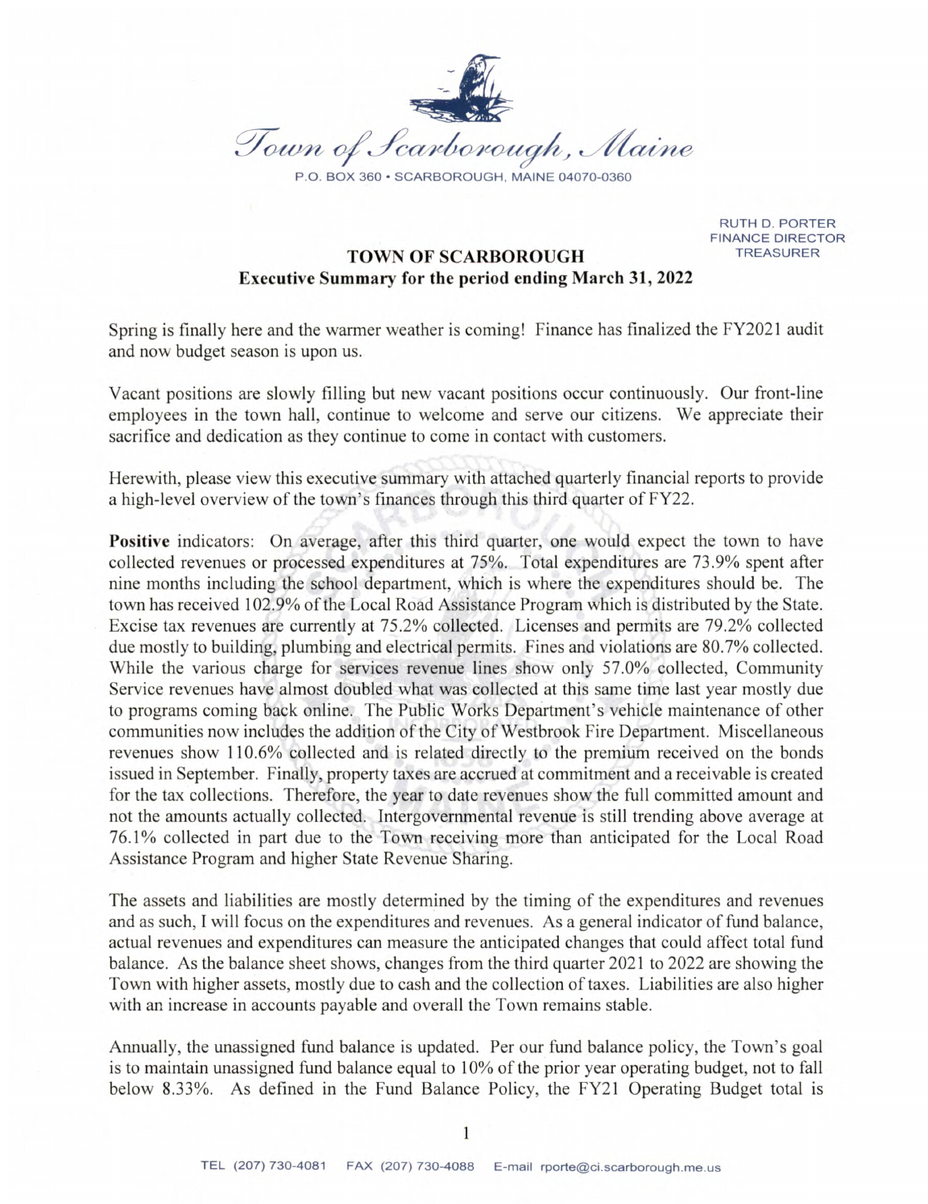*Town of Scarborough, Maine*

P.O. BOX 360 • SCARBOROUGH, MAINE 04070-0360

RUTH D. PORTER
FINANCE DIRECTOR
TREASURER

## TOWN OF SCARBOROUGH
### Executive Summary for the period ending March 31, 2022

Spring is finally here and the warmer weather is coming! Finance has finalized the FY2021 audit and now budget season is upon us.

Vacant positions are slowly filling but new vacant positions occur continuously. Our front-line employees in the town hall, continue to welcome and serve our citizens. We appreciate their sacrifice and dedication as they continue to come in contact with customers.

Herewith, please view this executive summary with attached quarterly financial reports to provide a high-level overview of the town's finances through this third quarter of FY22.

**Positive** indicators: On average, after this third quarter, one would expect the town to have collected revenues or processed expenditures at 75%. Total expenditures are 73.9% spent after nine months including the school department, which is where the expenditures should be. The town has received 102.9% of the Local Road Assistance Program which is distributed by the State. Excise tax revenues are currently at 75.2% collected. Licenses and permits are 79.2% collected due mostly to building, plumbing and electrical permits. Fines and violations are 80.7% collected. While the various charge for services revenue lines show only 57.0% collected, Community Service revenues have almost doubled what was collected at this same time last year mostly due to programs coming back online. The Public Works Department's vehicle maintenance of other communities now includes the addition of the City of Westbrook Fire Department. Miscellaneous revenues show 110.6% collected and is related directly to the premium received on the bonds issued in September. Finally, property taxes are accrued at commitment and a receivable is created for the tax collections. Therefore, the year to date revenues show the full committed amount and not the amounts actually collected. Intergovernmental revenue is still trending above average at 76.1% collected in part due to the Town receiving more than anticipated for the Local Road Assistance Program and higher State Revenue Sharing.

The assets and liabilities are mostly determined by the timing of the expenditures and revenues and as such, I will focus on the expenditures and revenues. As a general indicator of fund balance, actual revenues and expenditures can measure the anticipated changes that could affect total fund balance. As the balance sheet shows, changes from the third quarter 2021 to 2022 are showing the Town with higher assets, mostly due to cash and the collection of taxes. Liabilities are also higher with an increase in accounts payable and overall the Town remains stable.

Annually, the unassigned fund balance is updated. Per our fund balance policy, the Town's goal is to maintain unassigned fund balance equal to 10% of the prior year operating budget, not to fall below 8.33%. As defined in the Fund Balance Policy, the FY21 Operating Budget total is

TEL (207) 730-4081 FAX (207) 730-4088 E-mail rporte@ci.scarborough.me.us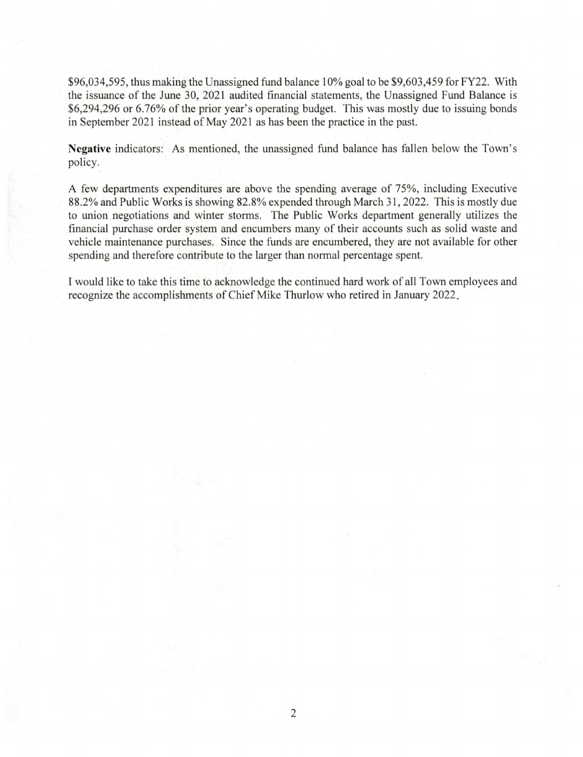$96,034,595, thus making the Unassigned fund balance 10% goal to be $9,603,459 for FY22. With the issuance of the June 30, 2021 audited financial statements, the Unassigned Fund Balance is $6,294,296 or 6.76% of the prior year's operating budget. This was mostly due to issuing bonds in September 2021 instead of May 2021 as has been the practice in the past.

**Negative** indicators: As mentioned, the unassigned fund balance has fallen below the Town's policy.

A few departments expenditures are above the spending average of 75%, including Executive 88.2% and Public Works is showing 82.8% expended through March 31, 2022. This is mostly due to union negotiations and winter storms. The Public Works department generally utilizes the financial purchase order system and encumbers many of their accounts such as solid waste and vehicle maintenance purchases. Since the funds are encumbered, they are not available for other spending and therefore contribute to the larger than normal percentage spent.

I would like to take this time to acknowledge the continued hard work of all Town employees and recognize the accomplishments of Chief Mike Thurlow who retired in January 2022.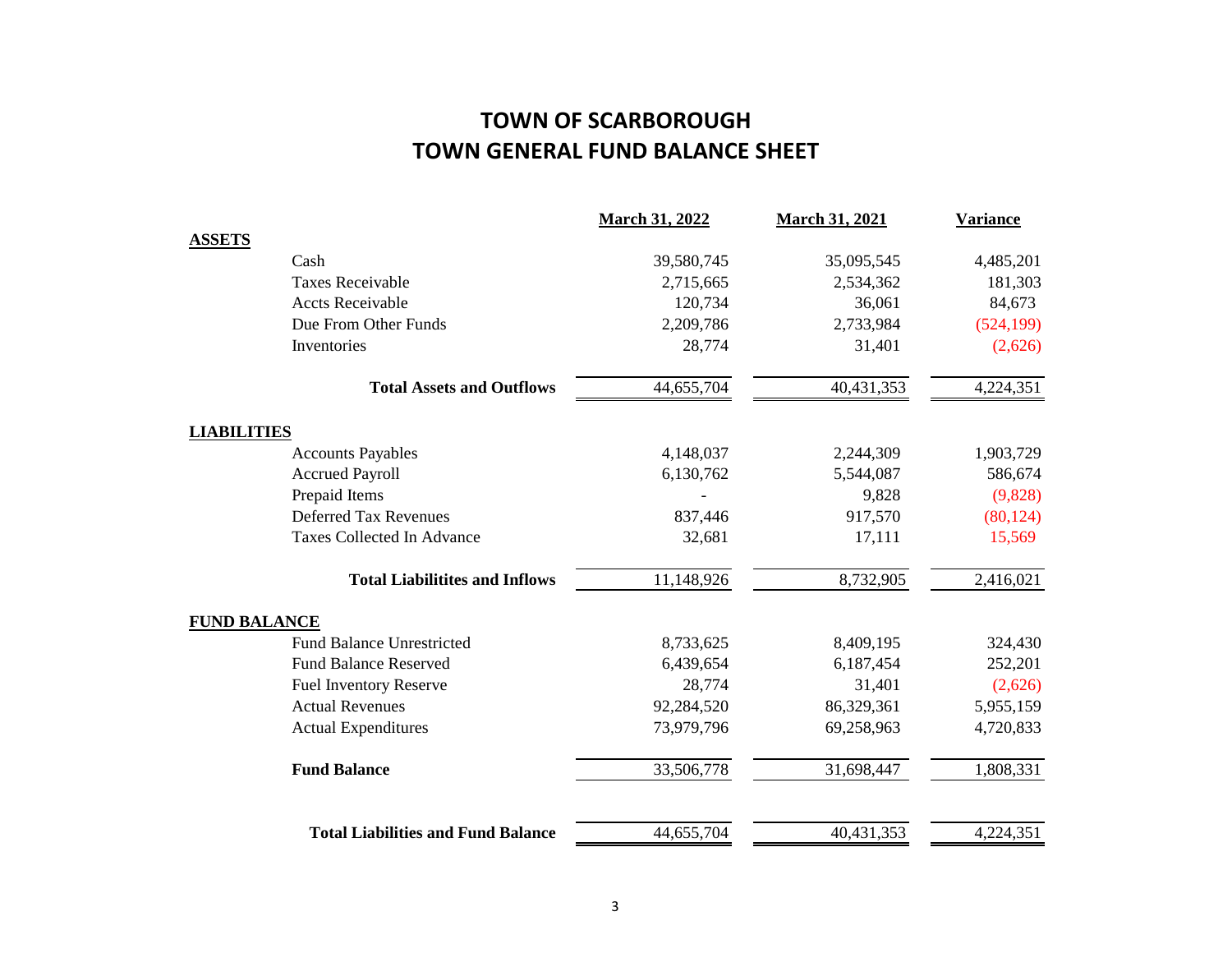# TOWN OF SCARBOROUGH

## TOWN GENERAL FUND BALANCE SHEET

| | March 31, 2022 | March 31, 2021 | Variance |
|---|---|---|---|
| **ASSETS** | | | |
| Cash | 39,580,745 | 35,095,545 | 4,485,201 |
| Taxes Receivable | 2,715,665 | 2,534,362 | 181,303 |
| Accts Receivable | 120,734 | 36,061 | 84,673 |
| Due From Other Funds | 2,209,786 | 2,733,984 | (524,199) |
| Inventories | 28,774 | 31,401 | (2,626) |
| **Total Assets and Outflows** | 44,655,704 | 40,431,353 | 4,224,351 |
| **LIABILITIES** | | | |
| Accounts Payables | 4,148,037 | 2,244,309 | 1,903,729 |
| Accrued Payroll | 6,130,762 | 5,544,087 | 586,674 |
| Prepaid Items | - | 9,828 | (9,828) |
| Deferred Tax Revenues | 837,446 | 917,570 | (80,124) |
| Taxes Collected In Advance | 32,681 | 17,111 | 15,569 |
| **Total Liabilitites and Inflows** | 11,148,926 | 8,732,905 | 2,416,021 |
| **FUND BALANCE** | | | |
| Fund Balance Unrestricted | 8,733,625 | 8,409,195 | 324,430 |
| Fund Balance Reserved | 6,439,654 | 6,187,454 | 252,201 |
| Fuel Inventory Reserve | 28,774 | 31,401 | (2,626) |
| Actual Revenues | 92,284,520 | 86,329,361 | 5,955,159 |
| Actual Expenditures | 73,979,796 | 69,258,963 | 4,720,833 |
| **Fund Balance** | 33,506,778 | 31,698,447 | 1,808,331 |
| **Total Liabilities and Fund Balance** | 44,655,704 | 40,431,353 | 4,224,351 |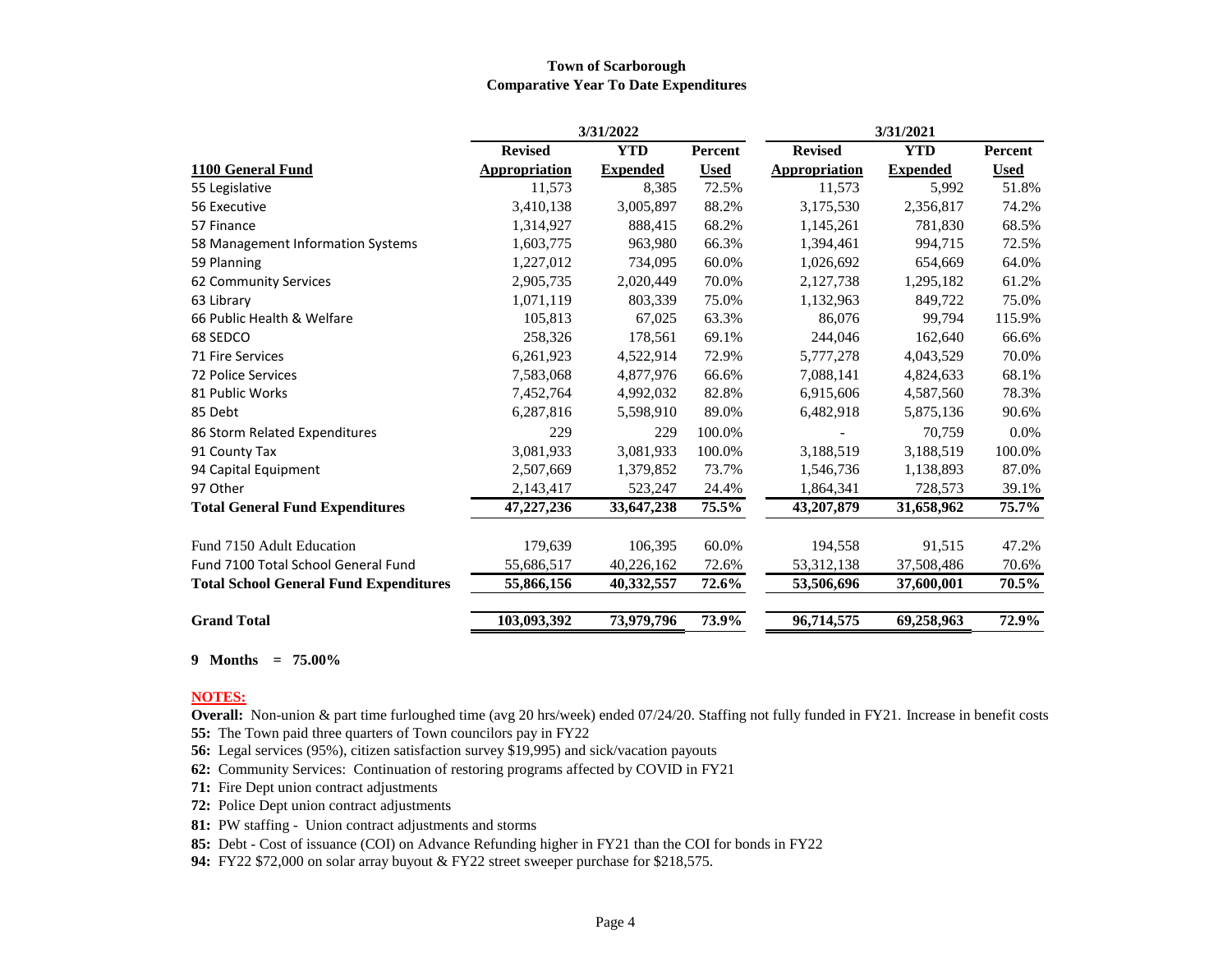# Town of Scarborough
## Comparative Year To Date Expenditures

| | 3/31/2022 | | | 3/31/2021 | | |
|---|---|---|---|---|---|---|
| **1100 General Fund** | **Revised Appropriation** | **YTD Expended** | **Percent Used** | **Revised Appropriation** | **YTD Expended** | **Percent Used** |
| 55 Legislative | 11,573 | 8,385 | 72.5% | 11,573 | 5,992 | 51.8% |
| 56 Executive | 3,410,138 | 3,005,897 | 88.2% | 3,175,530 | 2,356,817 | 74.2% |
| 57 Finance | 1,314,927 | 888,415 | 68.2% | 1,145,261 | 781,830 | 68.5% |
| 58 Management Information Systems | 1,603,775 | 963,980 | 66.3% | 1,394,461 | 994,715 | 72.5% |
| 59 Planning | 1,227,012 | 734,095 | 60.0% | 1,026,692 | 654,669 | 64.0% |
| 62 Community Services | 2,905,735 | 2,020,449 | 70.0% | 2,127,738 | 1,295,182 | 61.2% |
| 63 Library | 1,071,119 | 803,339 | 75.0% | 1,132,963 | 849,722 | 75.0% |
| 66 Public Health & Welfare | 105,813 | 67,025 | 63.3% | 86,076 | 99,794 | 115.9% |
| 68 SEDCO | 258,326 | 178,561 | 69.1% | 244,046 | 162,640 | 66.6% |
| 71 Fire Services | 6,261,923 | 4,522,914 | 72.9% | 5,777,278 | 4,043,529 | 70.0% |
| 72 Police Services | 7,583,068 | 4,877,976 | 66.6% | 7,088,141 | 4,824,633 | 68.1% |
| 81 Public Works | 7,452,764 | 4,992,032 | 82.8% | 6,915,606 | 4,587,560 | 78.3% |
| 85 Debt | 6,287,816 | 5,598,910 | 89.0% | 6,482,918 | 5,875,136 | 90.6% |
| 86 Storm Related Expenditures | 229 | 229 | 100.0% | - | 70,759 | 0.0% |
| 91 County Tax | 3,081,933 | 3,081,933 | 100.0% | 3,188,519 | 3,188,519 | 100.0% |
| 94 Capital Equipment | 2,507,669 | 1,379,852 | 73.7% | 1,546,736 | 1,138,893 | 87.0% |
| 97 Other | 2,143,417 | 523,247 | 24.4% | 1,864,341 | 728,573 | 39.1% |
| **Total General Fund Expenditures** | **47,227,236** | **33,647,238** | **75.5%** | **43,207,879** | **31,658,962** | **75.7%** |
| Fund 7150 Adult Education | 179,639 | 106,395 | 60.0% | 194,558 | 91,515 | 47.2% |
| Fund 7100 Total School General Fund | 55,686,517 | 40,226,162 | 72.6% | 53,312,138 | 37,508,486 | 70.6% |
| **Total School General Fund Expenditures** | **55,866,156** | **40,332,557** | **72.6%** | **53,506,696** | **37,600,001** | **70.5%** |
| **Grand Total** | **103,093,392** | **73,979,796** | **73.9%** | **96,714,575** | **69,258,963** | **72.9%** |

**9 Months = 75.00%**

**NOTES:**

**Overall:** Non-union & part time furloughed time (avg 20 hrs/week) ended 07/24/20. Staffing not fully funded in FY21. Increase in benefit costs

**55:** The Town paid three quarters of Town councilors pay in FY22

**56:** Legal services (95%), citizen satisfaction survey $19,995) and sick/vacation payouts

**62:** Community Services: Continuation of restoring programs affected by COVID in FY21

**71:** Fire Dept union contract adjustments

**72:** Police Dept union contract adjustments

**81:** PW staffing - Union contract adjustments and storms

**85:** Debt - Cost of issuance (COI) on Advance Refunding higher in FY21 than the COI for bonds in FY22

**94:** FY22 $72,000 on solar array buyout & FY22 street sweeper purchase for $218,575.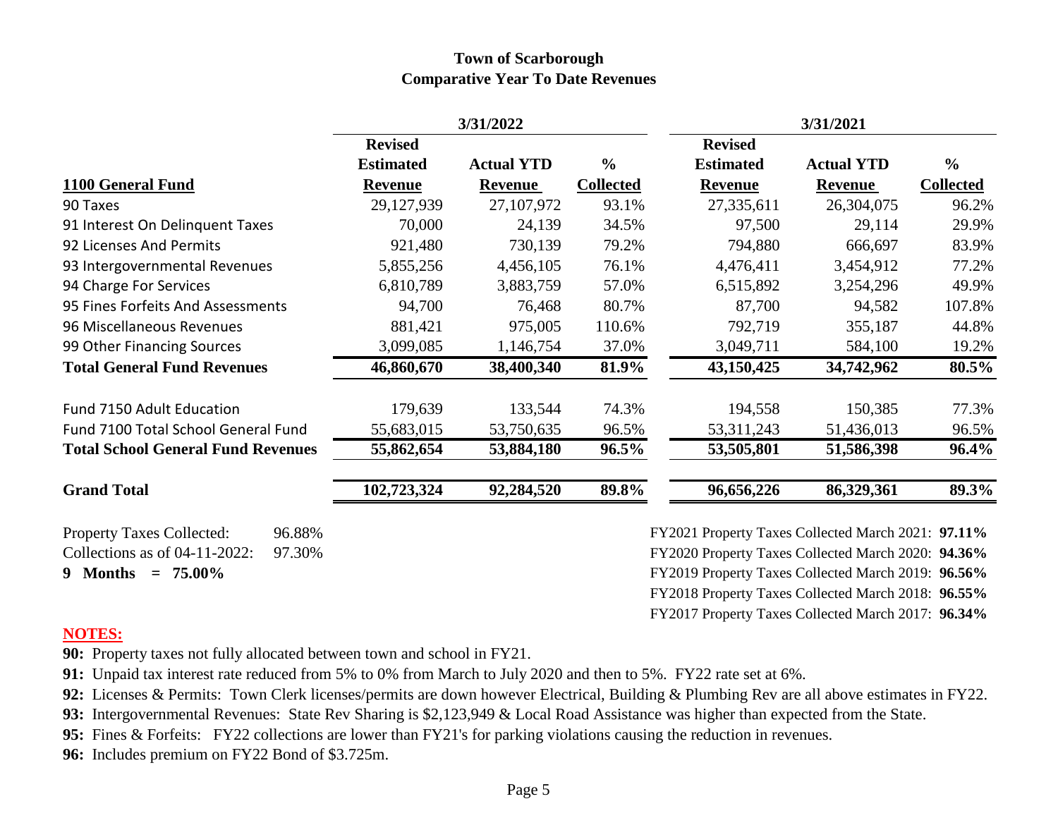**Town of Scarborough**
**Comparative Year To Date Revenues**

| 1100 General Fund | 3/31/2022 Revised Estimated Revenue | 3/31/2022 Actual YTD Revenue | 3/31/2022 % Collected | 3/31/2021 Revised Estimated Revenue | 3/31/2021 Actual YTD Revenue | 3/31/2021 % Collected |
|---|---|---|---|---|---|---|
| 90 Taxes | 29,127,939 | 27,107,972 | 93.1% | 27,335,611 | 26,304,075 | 96.2% |
| 91 Interest On Delinquent Taxes | 70,000 | 24,139 | 34.5% | 97,500 | 29,114 | 29.9% |
| 92 Licenses And Permits | 921,480 | 730,139 | 79.2% | 794,880 | 666,697 | 83.9% |
| 93 Intergovernmental Revenues | 5,855,256 | 4,456,105 | 76.1% | 4,476,411 | 3,454,912 | 77.2% |
| 94 Charge For Services | 6,810,789 | 3,883,759 | 57.0% | 6,515,892 | 3,254,296 | 49.9% |
| 95 Fines Forfeits And Assessments | 94,700 | 76,468 | 80.7% | 87,700 | 94,582 | 107.8% |
| 96 Miscellaneous Revenues | 881,421 | 975,005 | 110.6% | 792,719 | 355,187 | 44.8% |
| 99 Other Financing Sources | 3,099,085 | 1,146,754 | 37.0% | 3,049,711 | 584,100 | 19.2% |
| **Total General Fund Revenues** | **46,860,670** | **38,400,340** | **81.9%** | **43,150,425** | **34,742,962** | **80.5%** |
| Fund 7150 Adult Education | 179,639 | 133,544 | 74.3% | 194,558 | 150,385 | 77.3% |
| Fund 7100 Total School General Fund | 55,683,015 | 53,750,635 | 96.5% | 53,311,243 | 51,436,013 | 96.5% |
| **Total School General Fund Revenues** | **55,862,654** | **53,884,180** | **96.5%** | **53,505,801** | **51,586,398** | **96.4%** |
| **Grand Total** | **102,723,324** | **92,284,520** | **89.8%** | **96,656,226** | **86,329,361** | **89.3%** |

Property Taxes Collected: 96.88%
Collections as of 04-11-2022: 97.30%
**9 Months = 75.00%**

FY2021 Property Taxes Collected March 2021: **97.11%**
FY2020 Property Taxes Collected March 2020: **94.36%**
FY2019 Property Taxes Collected March 2019: **96.56%**
FY2018 Property Taxes Collected March 2018: **96.55%**
FY2017 Property Taxes Collected March 2017: **96.34%**

**NOTES:**

**90:** Property taxes not fully allocated between town and school in FY21.

**91:** Unpaid tax interest rate reduced from 5% to 0% from March to July 2020 and then to 5%. FY22 rate set at 6%.

**92:** Licenses & Permits: Town Clerk licenses/permits are down however Electrical, Building & Plumbing Rev are all above estimates in FY22.

**93:** Intergovernmental Revenues: State Rev Sharing is $2,123,949 & Local Road Assistance was higher than expected from the State.

**95:** Fines & Forfeits: FY22 collections are lower than FY21's for parking violations causing the reduction in revenues.

**96:** Includes premium on FY22 Bond of $3.725m.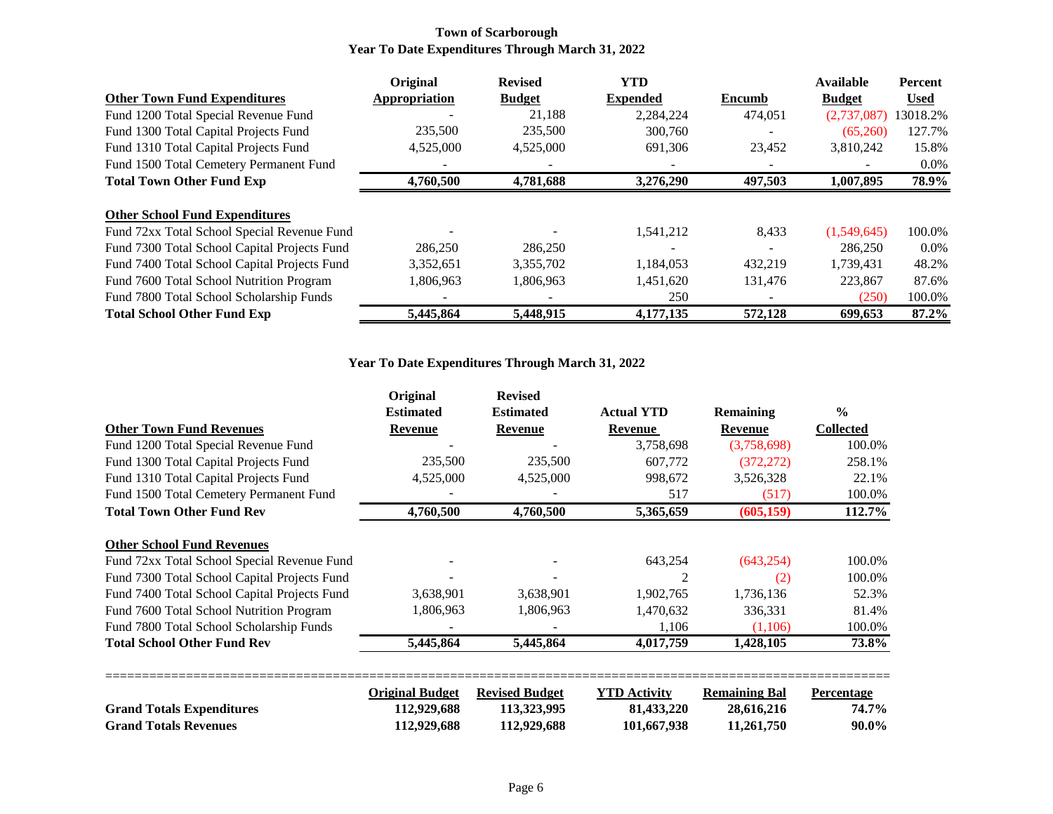## Town of Scarborough
## Year To Date Expenditures Through March 31, 2022

| Other Town Fund Expenditures | Original Appropriation | Revised Budget | YTD Expended | Encumb | Available Budget | Percent Used |
|---|---|---|---|---|---|---|
| Fund 1200 Total Special Revenue Fund | - | 21,188 | 2,284,224 | 474,051 | (2,737,087) | 13018.2% |
| Fund 1300 Total Capital Projects Fund | 235,500 | 235,500 | 300,760 | - | (65,260) | 127.7% |
| Fund 1310 Total Capital Projects Fund | 4,525,000 | 4,525,000 | 691,306 | 23,452 | 3,810,242 | 15.8% |
| Fund 1500 Total Cemetery Permanent Fund | - | - | - | - | - | 0.0% |
| **Total Town Other Fund Exp** | **4,760,500** | **4,781,688** | **3,276,290** | **497,503** | **1,007,895** | **78.9%** |

| Other School Fund Expenditures | Original Appropriation | Revised Budget | YTD Expended | Encumb | Available Budget | Percent Used |
|---|---|---|---|---|---|---|
| Fund 72xx Total School Special Revenue Fund | - | - | 1,541,212 | 8,433 | (1,549,645) | 100.0% |
| Fund 7300 Total School Capital Projects Fund | 286,250 | 286,250 | - | - | 286,250 | 0.0% |
| Fund 7400 Total School Capital Projects Fund | 3,352,651 | 3,355,702 | 1,184,053 | 432,219 | 1,739,431 | 48.2% |
| Fund 7600 Total School Nutrition Program | 1,806,963 | 1,806,963 | 1,451,620 | 131,476 | 223,867 | 87.6% |
| Fund 7800 Total School Scholarship Funds | - | - | 250 | - | (250) | 100.0% |
| **Total School Other Fund Exp** | **5,445,864** | **5,448,915** | **4,177,135** | **572,128** | **699,653** | **87.2%** |

## Year To Date Expenditures Through March 31, 2022

| Other Town Fund Revenues | Original Estimated Revenue | Revised Estimated Revenue | Actual YTD Revenue | Remaining Revenue | % Collected |
|---|---|---|---|---|---|
| Fund 1200 Total Special Revenue Fund | - | - | 3,758,698 | (3,758,698) | 100.0% |
| Fund 1300 Total Capital Projects Fund | 235,500 | 235,500 | 607,772 | (372,272) | 258.1% |
| Fund 1310 Total Capital Projects Fund | 4,525,000 | 4,525,000 | 998,672 | 3,526,328 | 22.1% |
| Fund 1500 Total Cemetery Permanent Fund | - | - | 517 | (517) | 100.0% |
| **Total Town Other Fund Rev** | **4,760,500** | **4,760,500** | **5,365,659** | **(605,159)** | **112.7%** |

| Other School Fund Revenues | Original Estimated Revenue | Revised Estimated Revenue | Actual YTD Revenue | Remaining Revenue | % Collected |
|---|---|---|---|---|---|
| Fund 72xx Total School Special Revenue Fund | - | - | 643,254 | (643,254) | 100.0% |
| Fund 7300 Total School Capital Projects Fund | - | - | 2 | (2) | 100.0% |
| Fund 7400 Total School Capital Projects Fund | 3,638,901 | 3,638,901 | 1,902,765 | 1,736,136 | 52.3% |
| Fund 7600 Total School Nutrition Program | 1,806,963 | 1,806,963 | 1,470,632 | 336,331 | 81.4% |
| Fund 7800 Total School Scholarship Funds | - | - | 1,106 | (1,106) | 100.0% |
| **Total School Other Fund Rev** | **5,445,864** | **5,445,864** | **4,017,759** | **1,428,105** | **73.8%** |

| | Original Budget | Revised Budget | YTD Activity | Remaining Bal | Percentage |
|---|---|---|---|---|---|
| **Grand Totals Expenditures** | **112,929,688** | **113,323,995** | **81,433,220** | **28,616,216** | **74.7%** |
| **Grand Totals Revenues** | **112,929,688** | **112,929,688** | **101,667,938** | **11,261,750** | **90.0%** |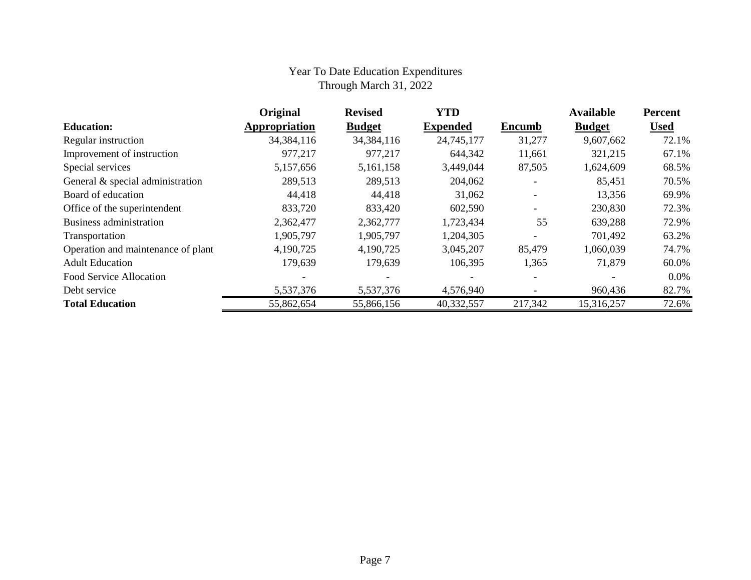Year To Date Education Expenditures
Through March 31, 2022

| Education: | Original Appropriation | Revised Budget | YTD Expended | Encumb | Available Budget | Percent Used |
|---|---|---|---|---|---|---|
| Regular instruction | 34,384,116 | 34,384,116 | 24,745,177 | 31,277 | 9,607,662 | 72.1% |
| Improvement of instruction | 977,217 | 977,217 | 644,342 | 11,661 | 321,215 | 67.1% |
| Special services | 5,157,656 | 5,161,158 | 3,449,044 | 87,505 | 1,624,609 | 68.5% |
| General & special administration | 289,513 | 289,513 | 204,062 | - | 85,451 | 70.5% |
| Board of education | 44,418 | 44,418 | 31,062 | - | 13,356 | 69.9% |
| Office of the superintendent | 833,720 | 833,420 | 602,590 | - | 230,830 | 72.3% |
| Business administration | 2,362,477 | 2,362,777 | 1,723,434 | 55 | 639,288 | 72.9% |
| Transportation | 1,905,797 | 1,905,797 | 1,204,305 | - | 701,492 | 63.2% |
| Operation and maintenance of plant | 4,190,725 | 4,190,725 | 3,045,207 | 85,479 | 1,060,039 | 74.7% |
| Adult Education | 179,639 | 179,639 | 106,395 | 1,365 | 71,879 | 60.0% |
| Food Service Allocation | - | - | - | - | - | 0.0% |
| Debt service | 5,537,376 | 5,537,376 | 4,576,940 | - | 960,436 | 82.7% |
| **Total Education** | 55,862,654 | 55,866,156 | 40,332,557 | 217,342 | 15,316,257 | 72.6% |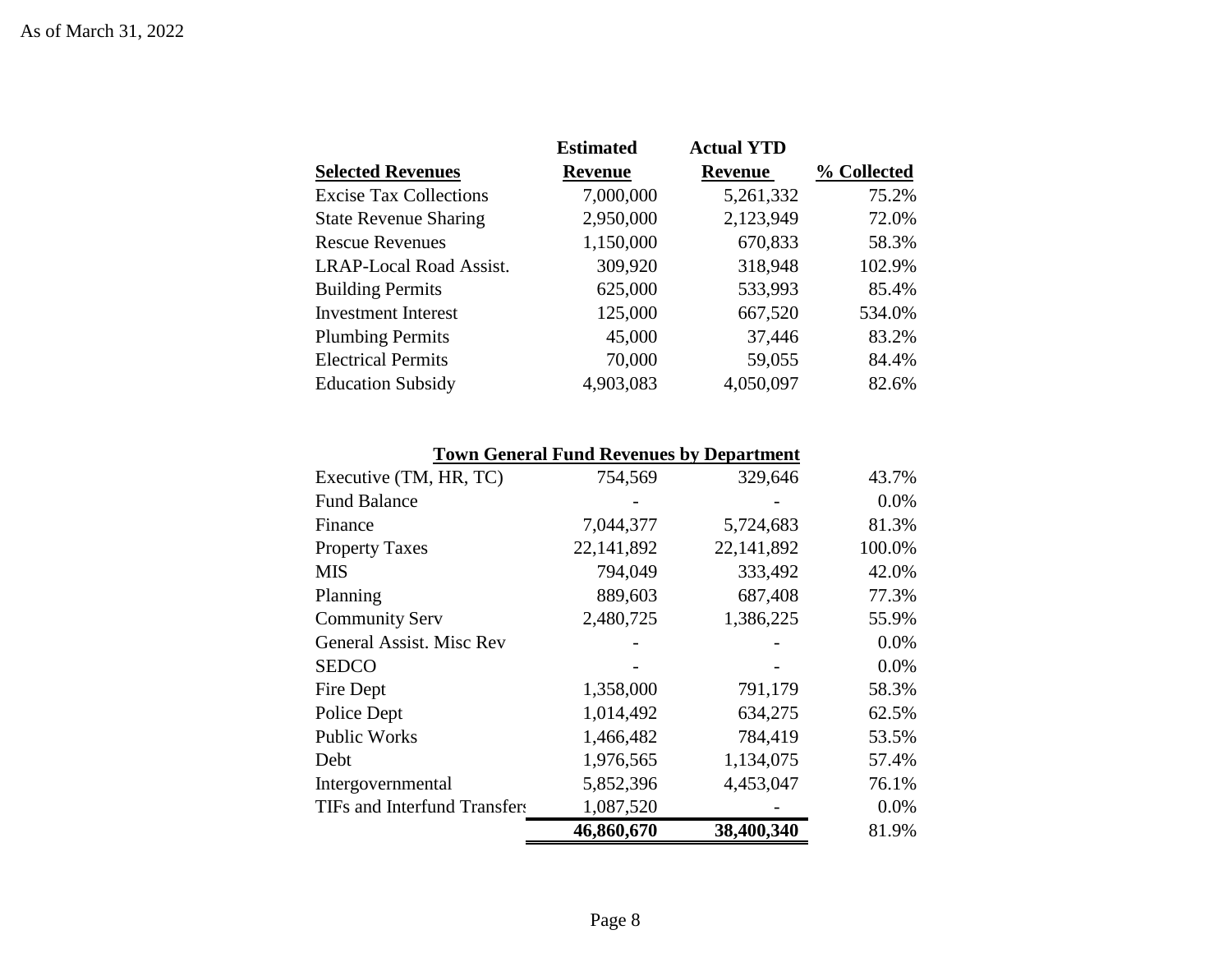As of March 31, 2022

| Selected Revenues | Estimated Revenue | Actual YTD Revenue | % Collected |
|---|---|---|---|
| Excise Tax Collections | 7,000,000 | 5,261,332 | 75.2% |
| State Revenue Sharing | 2,950,000 | 2,123,949 | 72.0% |
| Rescue Revenues | 1,150,000 | 670,833 | 58.3% |
| LRAP-Local Road Assist. | 309,920 | 318,948 | 102.9% |
| Building Permits | 625,000 | 533,993 | 85.4% |
| Investment Interest | 125,000 | 667,520 | 534.0% |
| Plumbing Permits | 45,000 | 37,446 | 83.2% |
| Electrical Permits | 70,000 | 59,055 | 84.4% |
| Education Subsidy | 4,903,083 | 4,050,097 | 82.6% |

**Town General Fund Revenues by Department**

| | | | |
|---|---|---|---|
| Executive (TM, HR, TC) | 754,569 | 329,646 | 43.7% |
| Fund Balance | - | - | 0.0% |
| Finance | 7,044,377 | 5,724,683 | 81.3% |
| Property Taxes | 22,141,892 | 22,141,892 | 100.0% |
| MIS | 794,049 | 333,492 | 42.0% |
| Planning | 889,603 | 687,408 | 77.3% |
| Community Serv | 2,480,725 | 1,386,225 | 55.9% |
| General Assist. Misc Rev | - | - | 0.0% |
| SEDCO | - | - | 0.0% |
| Fire Dept | 1,358,000 | 791,179 | 58.3% |
| Police Dept | 1,014,492 | 634,275 | 62.5% |
| Public Works | 1,466,482 | 784,419 | 53.5% |
| Debt | 1,976,565 | 1,134,075 | 57.4% |
| Intergovernmental | 5,852,396 | 4,453,047 | 76.1% |
| TIFs and Interfund Transfers | 1,087,520 | - | 0.0% |
| | **46,860,670** | **38,400,340** | 81.9% |